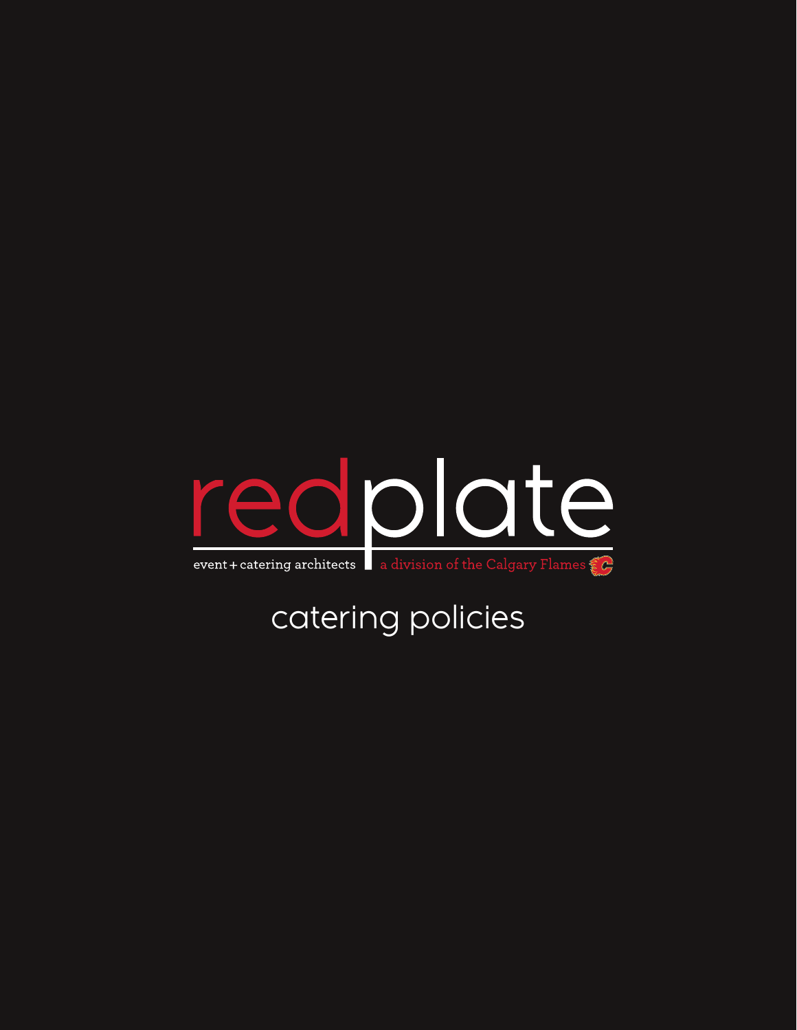# redplate

event + catering architects | a division of the Calgary Flames

## catering policies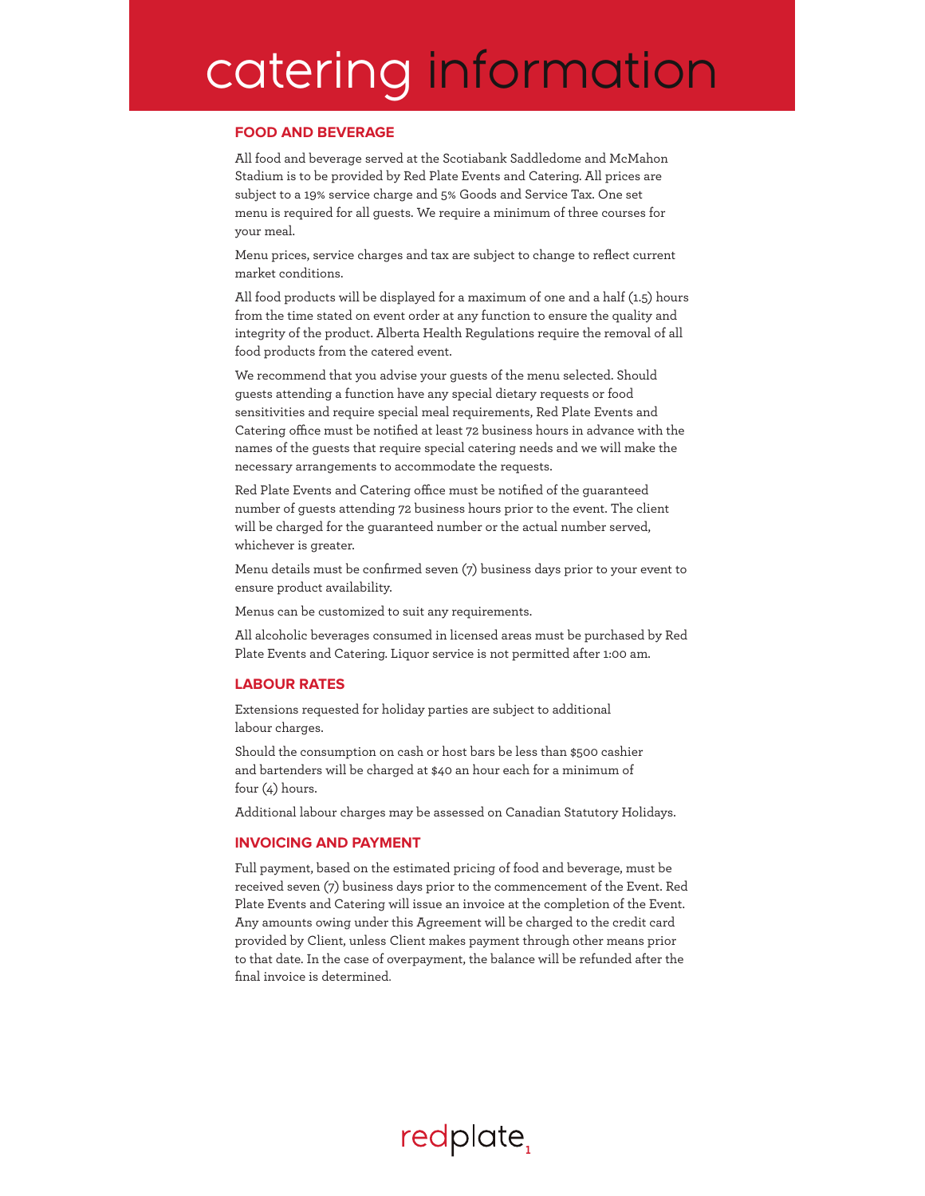# catering information

## FOOD AND BEVERAGE

All food and beverage served at the Scotiabank Saddledome and McMahon Stadium is to be provided by Red Plate Events and Catering. All prices are subject to a 19% service charge and 5% Goods and Service Tax. One set menu is required for all guests. We require a minimum of three courses for your meal.

Menu prices, service charges and tax are subject to change to reflect current market conditions.

All food products will be displayed for a maximum of one and a half (1.5) hours from the time stated on event order at any function to ensure the quality and integrity of the product. Alberta Health Regulations require the removal of all food products from the catered event.

We recommend that you advise your guests of the menu selected. Should guests attending a function have any special dietary requests or food sensitivities and require special meal requirements, Red Plate Events and Catering office must be notified at least 72 business hours in advance with the names of the guests that require special catering needs and we will make the necessary arrangements to accommodate the requests.

Red Plate Events and Catering office must be notified of the guaranteed number of guests attending 72 business hours prior to the event. The client will be charged for the guaranteed number or the actual number served, whichever is greater.

Menu details must be confirmed seven (7) business days prior to your event to ensure product availability.

Menus can be customized to suit any requirements.

All alcoholic beverages consumed in licensed areas must be purchased by Red Plate Events and Catering. Liquor service is not permitted after 1:00 am.

## LABOUR RATES

Extensions requested for holiday parties are subject to additional labour charges.

Should the consumption on cash or host bars be less than $500 cashier and bartenders will be charged at $40 an hour each for a minimum of four (4) hours.

Additional labour charges may be assessed on Canadian Statutory Holidays.

## INVOICING AND PAYMENT

Full payment, based on the estimated pricing of food and beverage, must be received seven (7) business days prior to the commencement of the Event. Red Plate Events and Catering will issue an invoice at the completion of the Event. Any amounts owing under this Agreement will be charged to the credit card provided by Client, unless Client makes payment through other means prior to that date. In the case of overpayment, the balance will be refunded after the final invoice is determined.

redplate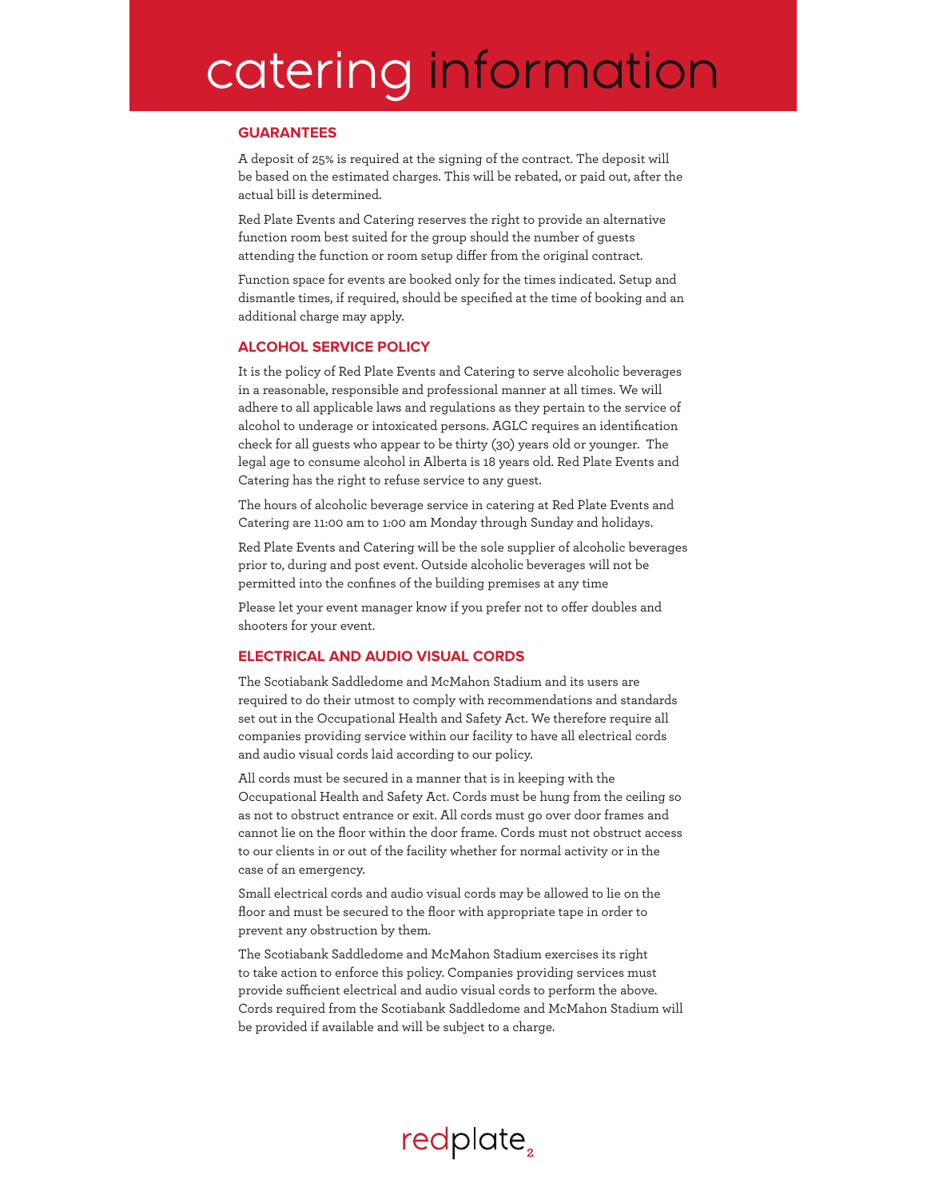# catering information

## GUARANTEES

A deposit of 25% is required at the signing of the contract. The deposit will be based on the estimated charges. This will be rebated, or paid out, after the actual bill is determined.

Red Plate Events and Catering reserves the right to provide an alternative function room best suited for the group should the number of guests attending the function or room setup differ from the original contract.

Function space for events are booked only for the times indicated. Setup and dismantle times, if required, should be specified at the time of booking and an additional charge may apply.

## ALCOHOL SERVICE POLICY

It is the policy of Red Plate Events and Catering to serve alcoholic beverages in a reasonable, responsible and professional manner at all times. We will adhere to all applicable laws and regulations as they pertain to the service of alcohol to underage or intoxicated persons. AGLC requires an identification check for all guests who appear to be thirty (30) years old or younger. The legal age to consume alcohol in Alberta is 18 years old. Red Plate Events and Catering has the right to refuse service to any guest.

The hours of alcoholic beverage service in catering at Red Plate Events and Catering are 11:00 am to 1:00 am Monday through Sunday and holidays.

Red Plate Events and Catering will be the sole supplier of alcoholic beverages prior to, during and post event. Outside alcoholic beverages will not be permitted into the confines of the building premises at any time

Please let your event manager know if you prefer not to offer doubles and shooters for your event.

## ELECTRICAL AND AUDIO VISUAL CORDS

The Scotiabank Saddledome and McMahon Stadium and its users are required to do their utmost to comply with recommendations and standards set out in the Occupational Health and Safety Act. We therefore require all companies providing service within our facility to have all electrical cords and audio visual cords laid according to our policy.

All cords must be secured in a manner that is in keeping with the Occupational Health and Safety Act. Cords must be hung from the ceiling so as not to obstruct entrance or exit. All cords must go over door frames and cannot lie on the floor within the door frame. Cords must not obstruct access to our clients in or out of the facility whether for normal activity or in the case of an emergency.

Small electrical cords and audio visual cords may be allowed to lie on the floor and must be secured to the floor with appropriate tape in order to prevent any obstruction by them.

The Scotiabank Saddledome and McMahon Stadium exercises its right to take action to enforce this policy. Companies providing services must provide sufficient electrical and audio visual cords to perform the above. Cords required from the Scotiabank Saddledome and McMahon Stadium will be provided if available and will be subject to a charge.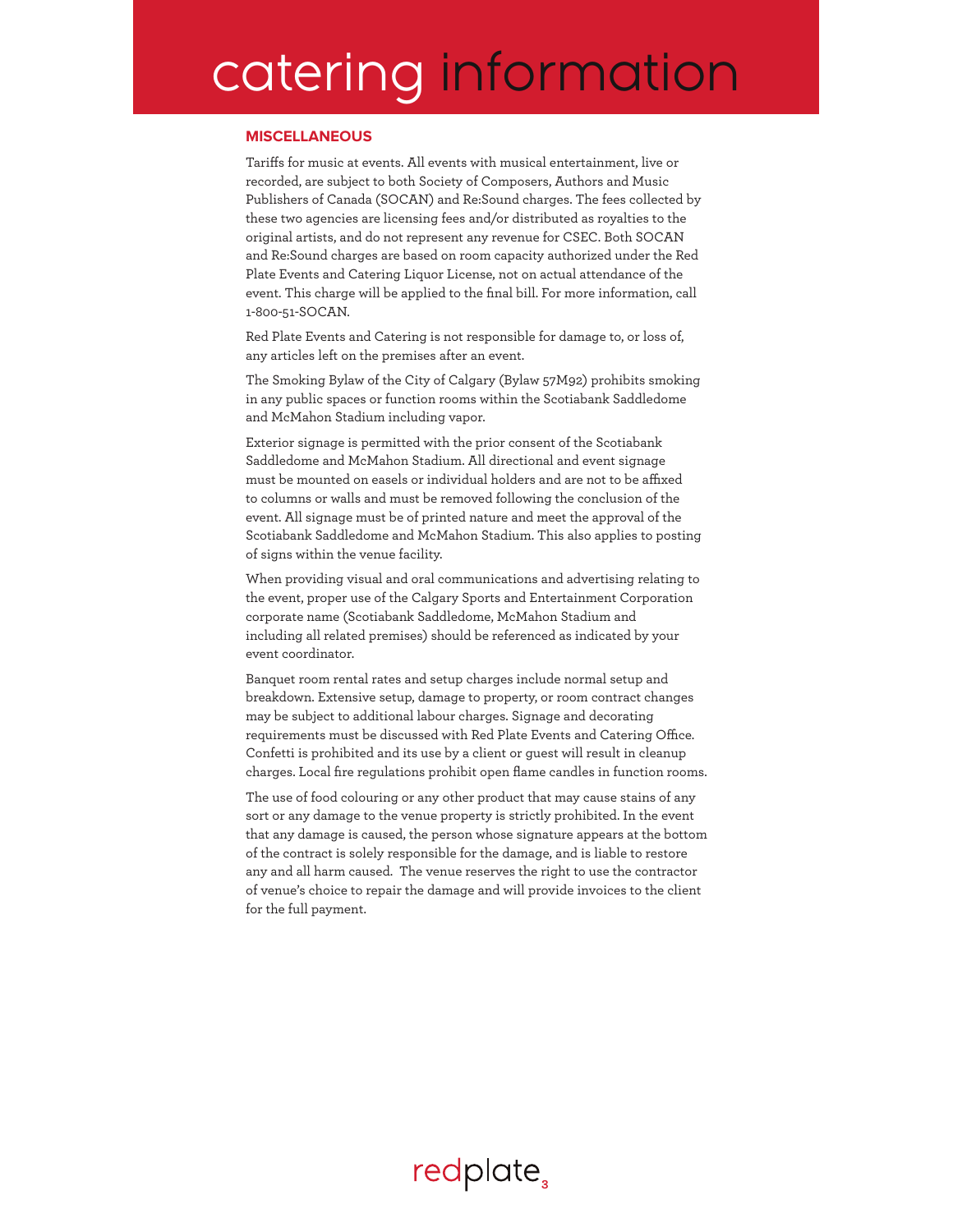# catering information

## MISCELLANEOUS

Tariffs for music at events. All events with musical entertainment, live or recorded, are subject to both Society of Composers, Authors and Music Publishers of Canada (SOCAN) and Re:Sound charges. The fees collected by these two agencies are licensing fees and/or distributed as royalties to the original artists, and do not represent any revenue for CSEC. Both SOCAN and Re:Sound charges are based on room capacity authorized under the Red Plate Events and Catering Liquor License, not on actual attendance of the event. This charge will be applied to the final bill. For more information, call 1-800-51-SOCAN.

Red Plate Events and Catering is not responsible for damage to, or loss of, any articles left on the premises after an event.

The Smoking Bylaw of the City of Calgary (Bylaw 57M92) prohibits smoking in any public spaces or function rooms within the Scotiabank Saddledome and McMahon Stadium including vapor.

Exterior signage is permitted with the prior consent of the Scotiabank Saddledome and McMahon Stadium. All directional and event signage must be mounted on easels or individual holders and are not to be affixed to columns or walls and must be removed following the conclusion of the event. All signage must be of printed nature and meet the approval of the Scotiabank Saddledome and McMahon Stadium. This also applies to posting of signs within the venue facility.

When providing visual and oral communications and advertising relating to the event, proper use of the Calgary Sports and Entertainment Corporation corporate name (Scotiabank Saddledome, McMahon Stadium and including all related premises) should be referenced as indicated by your event coordinator.

Banquet room rental rates and setup charges include normal setup and breakdown. Extensive setup, damage to property, or room contract changes may be subject to additional labour charges. Signage and decorating requirements must be discussed with Red Plate Events and Catering Office. Confetti is prohibited and its use by a client or guest will result in cleanup charges. Local fire regulations prohibit open flame candles in function rooms.

The use of food colouring or any other product that may cause stains of any sort or any damage to the venue property is strictly prohibited. In the event that any damage is caused, the person whose signature appears at the bottom of the contract is solely responsible for the damage, and is liable to restore any and all harm caused. The venue reserves the right to use the contractor of venue's choice to repair the damage and will provide invoices to the client for the full payment.

redplate